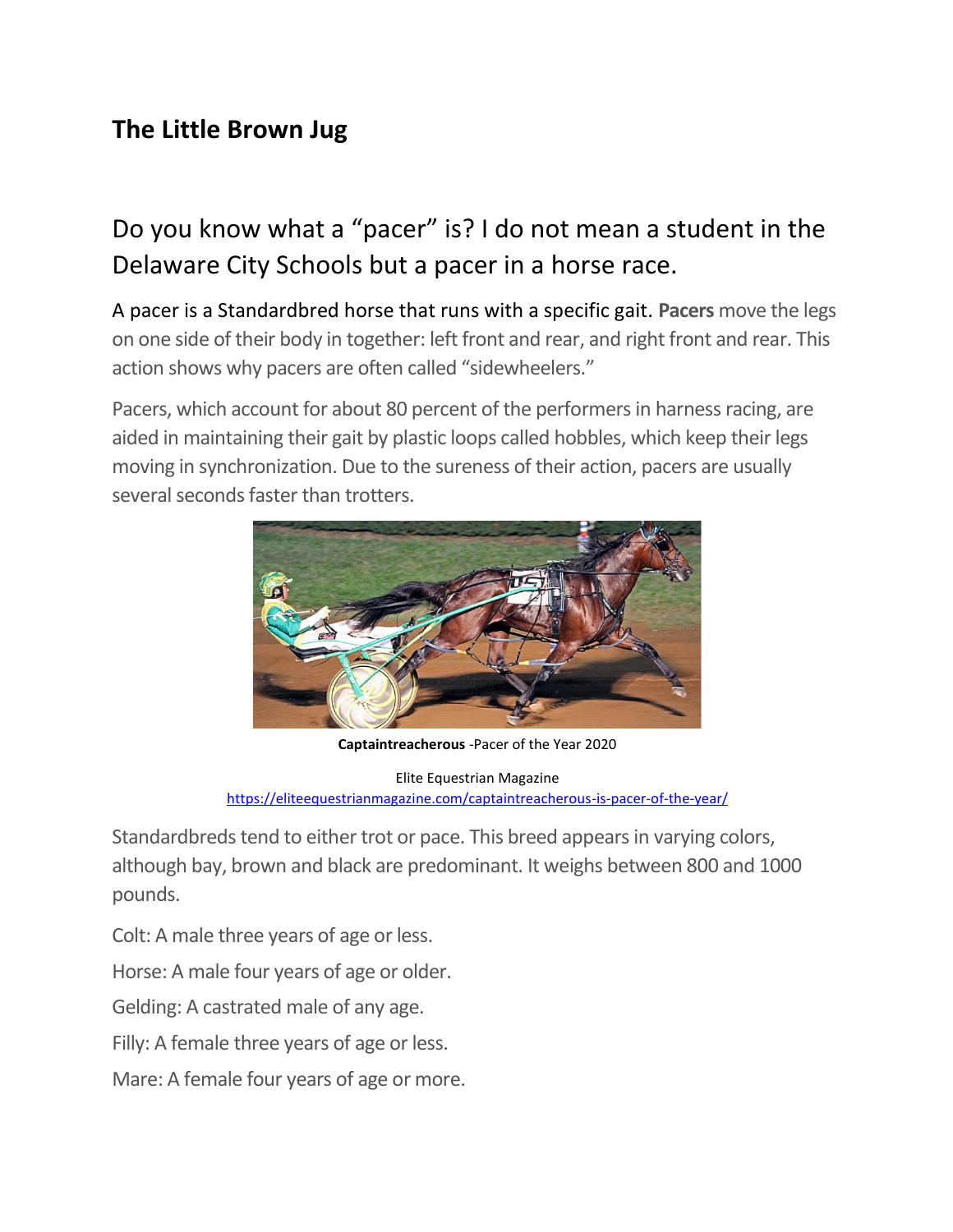## The Little Brown Jug

### Do you know what a "pacer" is? I do not mean a student in the Delaware City Schools but a pacer in a horse race.

A pacer is a Standardbred horse that runs with a specific gait. **Pacers** move the legs on one side of their body in together: left front and rear, and right front and rear. This action shows why pacers are often called "sidewheelers."

Pacers, which account for about 80 percent of the performers in harness racing, are aided in maintaining their gait by plastic loops called hobbles, which keep their legs moving in synchronization. Due to the sureness of their action, pacers are usually several seconds faster than trotters.

**Captaintreacherous** -Pacer of the Year 2020

Elite Equestrian Magazine
https://eliteequestrianmagazine.com/captaintreacherous-is-pacer-of-the-year/

Standardbreds tend to either trot or pace. This breed appears in varying colors, although bay, brown and black are predominant. It weighs between 800 and 1000 pounds.

Colt: A male three years of age or less.

Horse: A male four years of age or older.

Gelding: A castrated male of any age.

Filly: A female three years of age or less.

Mare: A female four years of age or more.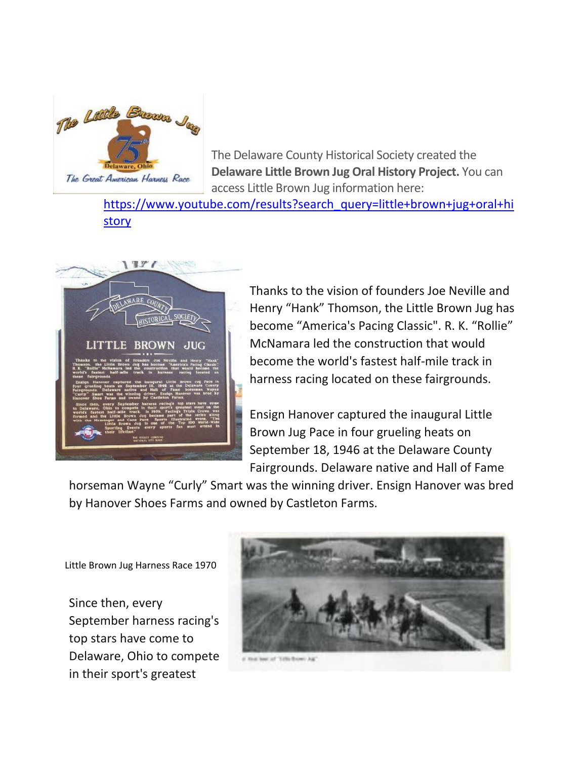The Delaware County Historical Society created the **Delaware Little Brown Jug Oral History Project.** You can access Little Brown Jug information here: [https://www.youtube.com/results?search_query=little+brown+jug+oral+history](https://www.youtube.com/results?search_query=little+brown+jug+oral+history)

Thanks to the vision of founders Joe Neville and Henry “Hank” Thomson, the Little Brown Jug has become “America's Pacing Classic". R. K. “Rollie” McNamara led the construction that would become the world's fastest half-mile track in harness racing located on these fairgrounds.

Ensign Hanover captured the inaugural Little Brown Jug Pace in four grueling heats on September 18, 1946 at the Delaware County Fairgrounds. Delaware native and Hall of Fame horseman Wayne “Curly” Smart was the winning driver. Ensign Hanover was bred by Hanover Shoes Farms and owned by Castleton Farms.

Little Brown Jug Harness Race 1970

Since then, every September harness racing's top stars have come to Delaware, Ohio to compete in their sport's greatest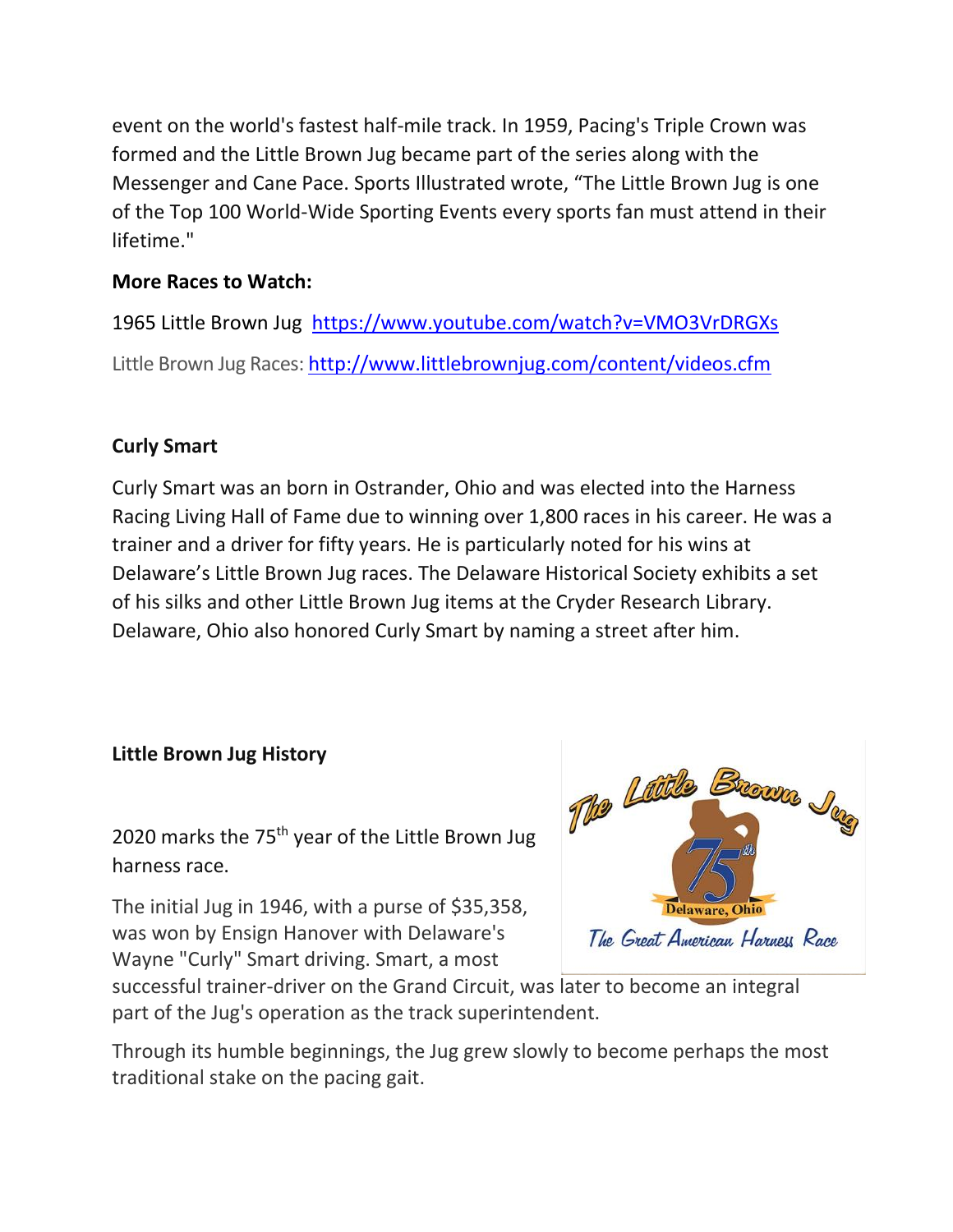event on the world's fastest half-mile track. In 1959, Pacing's Triple Crown was formed and the Little Brown Jug became part of the series along with the Messenger and Cane Pace. Sports Illustrated wrote, "The Little Brown Jug is one of the Top 100 World-Wide Sporting Events every sports fan must attend in their lifetime."

**More Races to Watch:**

1965 Little Brown Jug https://www.youtube.com/watch?v=VMO3VrDRGXs

Little Brown Jug Races: http://www.littlebrownjug.com/content/videos.cfm

**Curly Smart**

Curly Smart was an born in Ostrander, Ohio and was elected into the Harness Racing Living Hall of Fame due to winning over 1,800 races in his career. He was a trainer and a driver for fifty years. He is particularly noted for his wins at Delaware's Little Brown Jug races. The Delaware Historical Society exhibits a set of his silks and other Little Brown Jug items at the Cryder Research Library. Delaware, Ohio also honored Curly Smart by naming a street after him.

**Little Brown Jug History**

2020 marks the 75th year of the Little Brown Jug harness race.

The initial Jug in 1946, with a purse of $35,358, was won by Ensign Hanover with Delaware's Wayne "Curly" Smart driving. Smart, a most successful trainer-driver on the Grand Circuit, was later to become an integral part of the Jug's operation as the track superintendent.

Through its humble beginnings, the Jug grew slowly to become perhaps the most traditional stake on the pacing gait.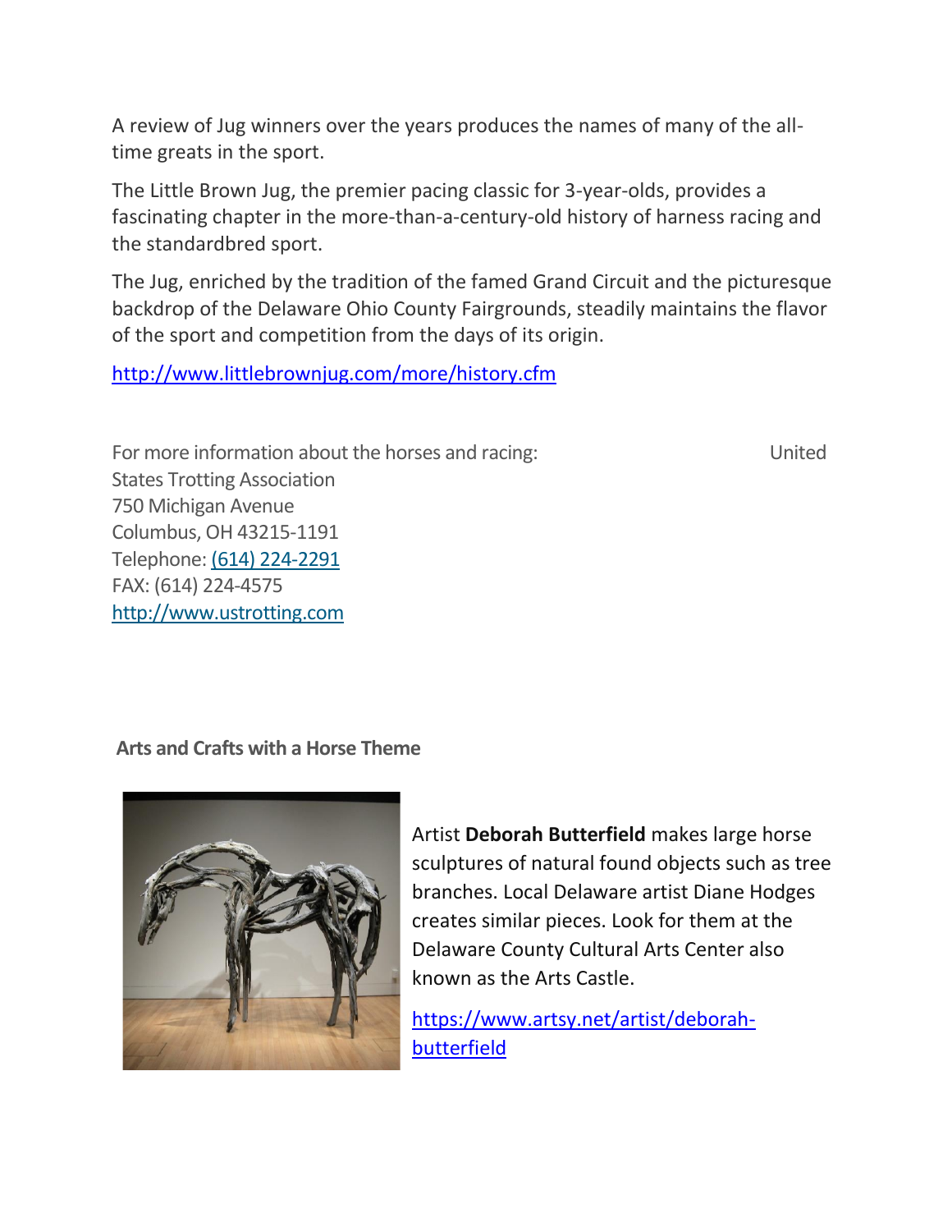A review of Jug winners over the years produces the names of many of the all-time greats in the sport.

The Little Brown Jug, the premier pacing classic for 3-year-olds, provides a fascinating chapter in the more-than-a-century-old history of harness racing and the standardbred sport.

The Jug, enriched by the tradition of the famed Grand Circuit and the picturesque backdrop of the Delaware Ohio County Fairgrounds, steadily maintains the flavor of the sport and competition from the days of its origin.

http://www.littlebrownjug.com/more/history.cfm

For more information about the horses and racing: United States Trotting Association
750 Michigan Avenue
Columbus, OH 43215-1191
Telephone: (614) 224-2291
FAX: (614) 224-4575
http://www.ustrotting.com

**Arts and Crafts with a Horse Theme**

Artist **Deborah Butterfield** makes large horse sculptures of natural found objects such as tree branches. Local Delaware artist Diane Hodges creates similar pieces. Look for them at the Delaware County Cultural Arts Center also known as the Arts Castle.

https://www.artsy.net/artist/deborah-butterfield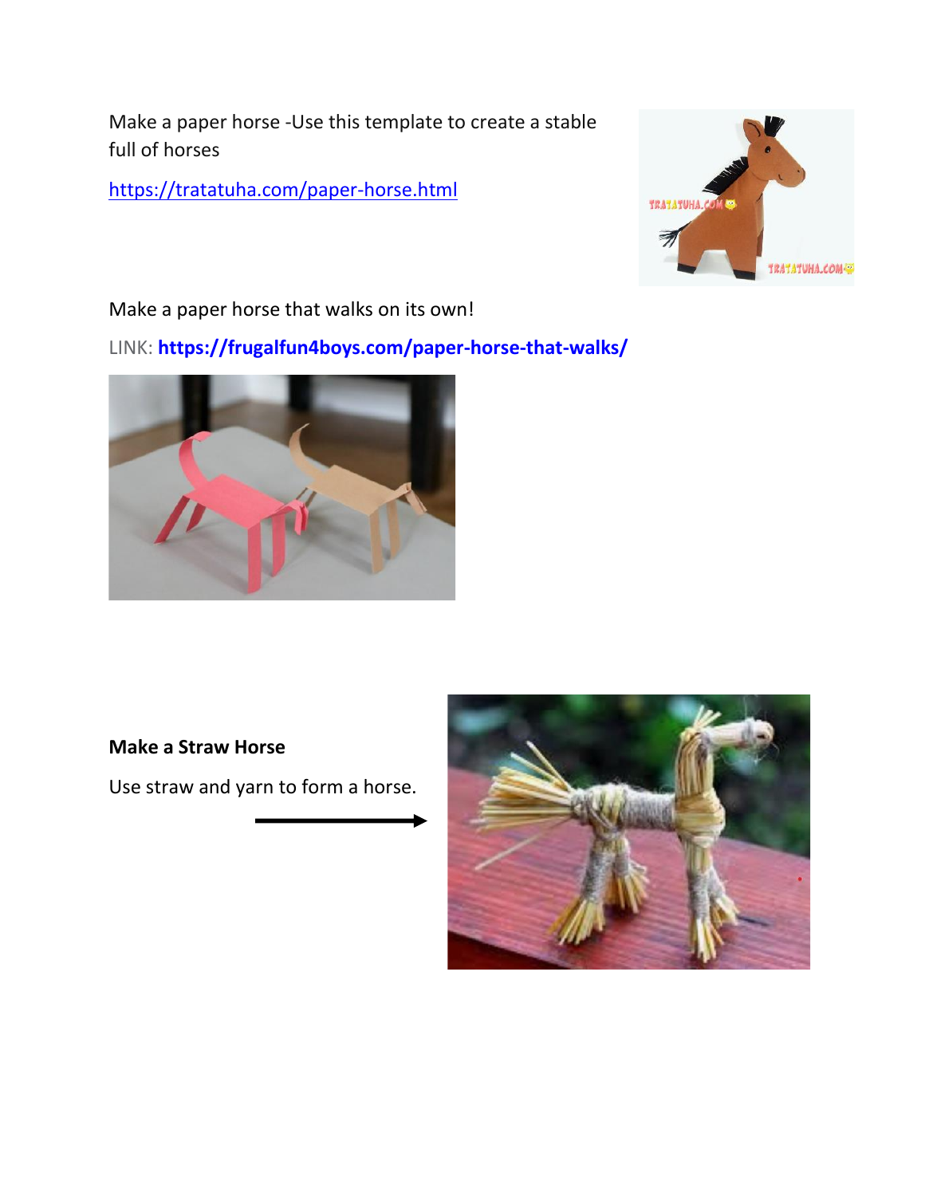Make a paper horse -Use this template to create a stable full of horses

https://tratatuha.com/paper-horse.html

Make a paper horse that walks on its own!

LINK: **https://frugalfun4boys.com/paper-horse-that-walks/**

**Make a Straw Horse**

Use straw and yarn to form a horse.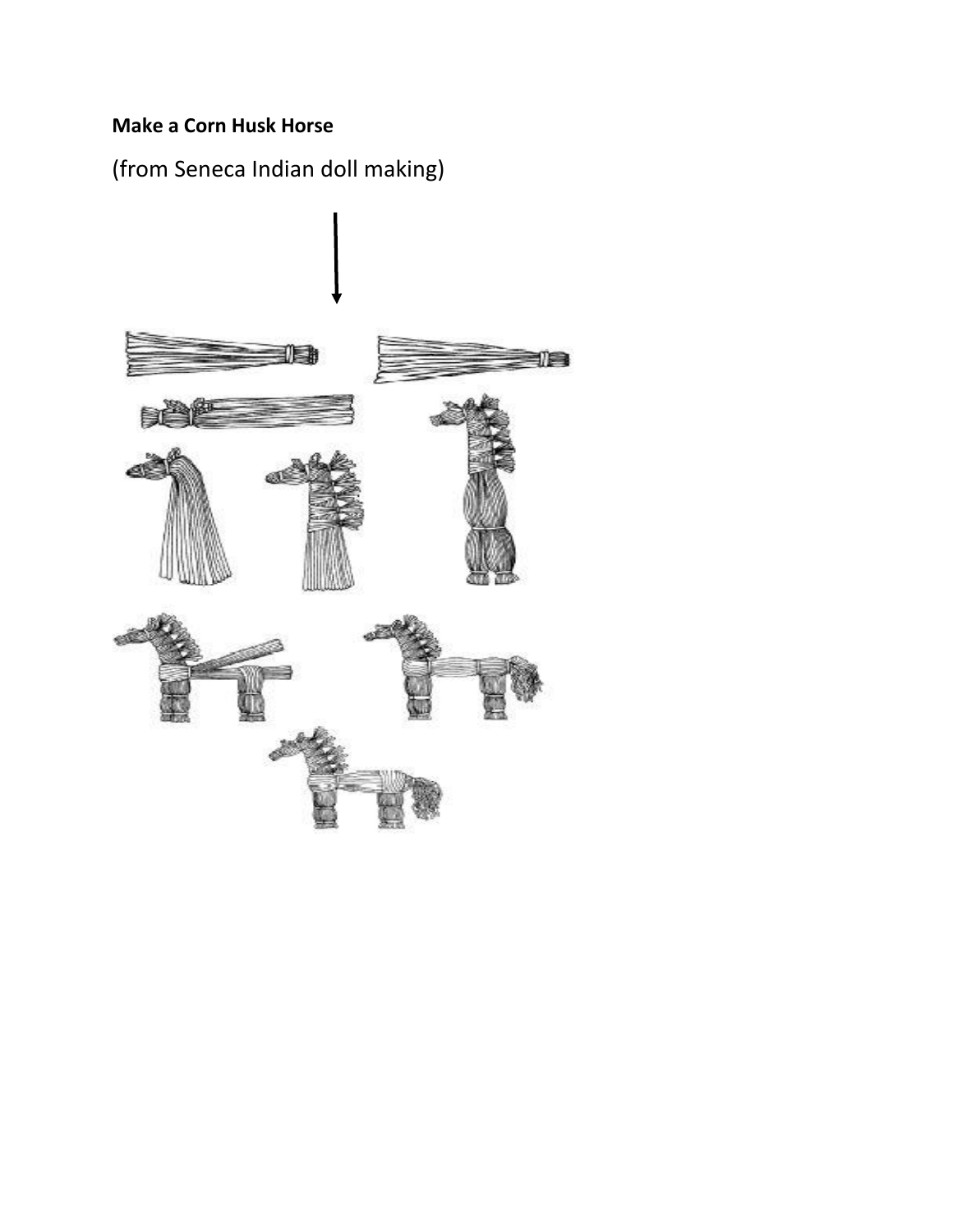**Make a Corn Husk Horse**

(from Seneca Indian doll making)